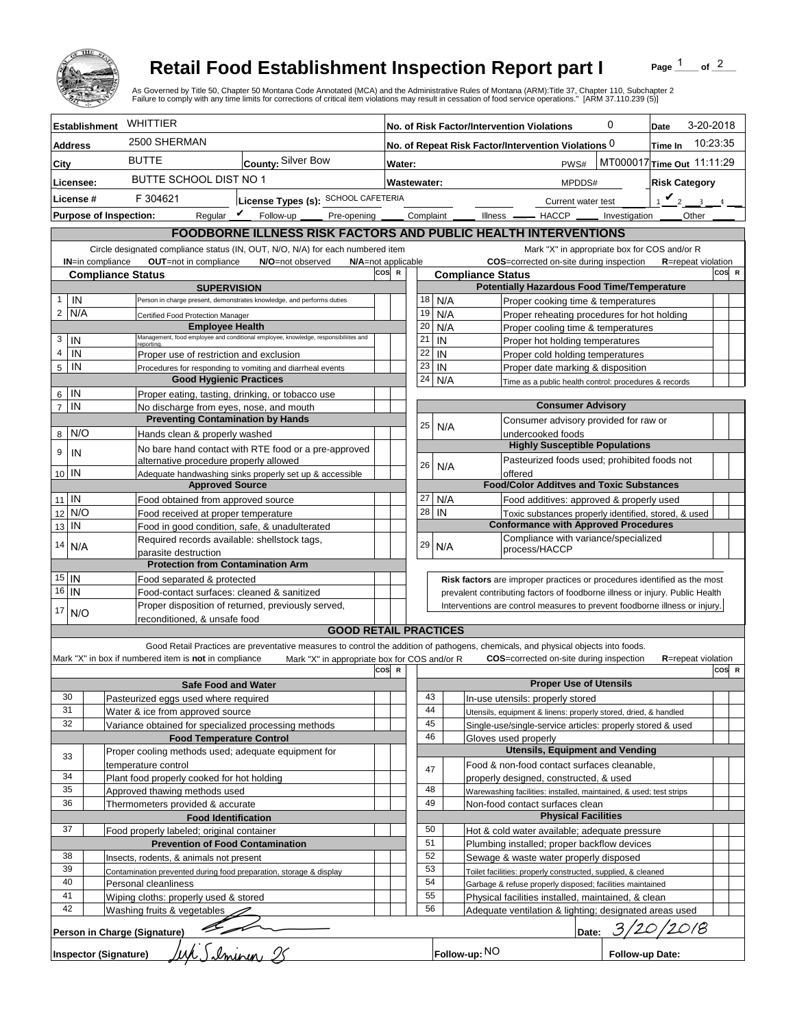# Retail Food Establishment Inspection Report part I

As Governed by Title 50, Chapter 50 Montana Code Annotated (MCA) and the Administrative Rules of Montana (ARM):Title 37, Chapter 110, Subchapter 2
Failure to comply with any time limits for corrections of critical item violations may result in cessation of food service operations." [ARM 37.110.239 (5)]

| | | | |
|---|---|---|---|
| **Establishment** WHITTIER | | **No. of Risk Factor/Intervention Violations** 0 | **Date** 3-20-2018 |
| **Address** 2500 SHERMAN | | **No. of Repeat Risk Factor/Intervention Violations** 0 | **Time In** 10:23:35 |
| **City** BUTTE | **County:** Silver Bow | **Water:** PWS# MT000017 | **Time Out** 11:11:29 |
| **Licensee:** BUTTE SCHOOL DIST NO 1 | | **Wastewater:** MPDDS# | **Risk Category** |
| **License #** F 304621 | **License Types (s):** SCHOOL CAFETERIA | Current water test | 1 ___ 2 ✔ 3 ___ 4 ___ |

**Purpose of Inspection:** Regular ✔ Follow-up ____ Pre-opening ____ Complaint ____ Illness ____ HACCP ____ Investigation ____ Other ____

## FOODBORNE ILLNESS RISK FACTORS AND PUBLIC HEALTH INTERVENTIONS

Circle designated compliance status (IN, OUT, N/O, N/A) for each numbered item — **IN**=in compliance **OUT**=not in compliance **N/O**=not observed **N/A**=not applicable

Mark "X" in appropriate box for COS and/or R — **COS**=corrected on-site during inspection **R**=repeat violation

| # | Compliance Status | Item | COS | R |
|---|---|---|---|---|
| | | **SUPERVISION** | | |
| 1 | IN | Person in charge present, demonstrates knowledge, and performs duties | | |
| 2 | N/A | Certified Food Protection Manager | | |
| | | **Employee Health** | | |
| 3 | IN | Management, food employee and conditional employee, knowledge, responsibilities and reporting. | | |
| 4 | IN | Proper use of restriction and exclusion | | |
| 5 | IN | Procedures for responding to vomiting and diarrheal events | | |
| | | **Good Hygienic Practices** | | |
| 6 | IN | Proper eating, tasting, drinking, or tobacco use | | |
| 7 | IN | No discharge from eyes, nose, and mouth | | |
| | | **Preventing Contamination by Hands** | | |
| 8 | N/O | Hands clean & properly washed | | |
| 9 | IN | No bare hand contact with RTE food or a pre-approved alternative procedure properly allowed | | |
| 10 | IN | Adequate handwashing sinks properly set up & accessible | | |
| | | **Approved Source** | | |
| 11 | IN | Food obtained from approved source | | |
| 12 | N/O | Food received at proper temperature | | |
| 13 | IN | Food in good condition, safe, & unadulterated | | |
| 14 | N/A | Required records available: shellstock tags, parasite destruction | | |
| | | **Protection from Contamination Arm** | | |
| 15 | IN | Food separated & protected | | |
| 16 | IN | Food-contact surfaces: cleaned & sanitized | | |
| 17 | N/O | Proper disposition of returned, previously served, reconditioned, & unsafe food | | |
| | | **Potentially Hazardous Food Time/Temperature** | | |
| 18 | N/A | Proper cooking time & temperatures | | |
| 19 | N/A | Proper reheating procedures for hot holding | | |
| 20 | N/A | Proper cooling time & temperatures | | |
| 21 | IN | Proper hot holding temperatures | | |
| 22 | IN | Proper cold holding temperatures | | |
| 23 | IN | Proper date marking & disposition | | |
| 24 | N/A | Time as a public health control: procedures & records | | |
| | | **Consumer Advisory** | | |
| 25 | N/A | Consumer advisory provided for raw or undercooked foods | | |
| | | **Highly Susceptible Populations** | | |
| 26 | N/A | Pasteurized foods used; prohibited foods not offered | | |
| | | **Food/Color Additves and Toxic Substances** | | |
| 27 | N/A | Food additives: approved & properly used | | |
| 28 | IN | Toxic substances properly identified, stored, & used | | |
| | | **Conformance with Approved Procedures** | | |
| 29 | N/A | Compliance with variance/specialized process/HACCP | | |

**Risk factors** are improper practices or procedures identified as the most prevalent contributing factors of foodborne illness or injury. Public Health Interventions are control measures to prevent foodborne illness or injury.

## GOOD RETAIL PRACTICES

Good Retail Practices are preventative measures to control the addition of pathogens, chemicals, and physical objects into foods.

Mark "X" in box if numbered item is **not** in compliance — Mark "X" in appropriate box for COS and/or R — **COS**=corrected on-site during inspection **R**=repeat violation

| # | X | Item | COS | R |
|---|---|---|---|---|
| | | **Safe Food and Water** | | |
| 30 | | Pasteurized eggs used where required | | |
| 31 | | Water & ice from approved source | | |
| 32 | | Variance obtained for specialized processing methods | | |
| | | **Food Temperature Control** | | |
| 33 | | Proper cooling methods used; adequate equipment for temperature control | | |
| 34 | | Plant food properly cooked for hot holding | | |
| 35 | | Approved thawing methods used | | |
| 36 | | Thermometers provided & accurate | | |
| | | **Food Identification** | | |
| 37 | | Food properly labeled; original container | | |
| | | **Prevention of Food Contamination** | | |
| 38 | | Insects, rodents, & animals not present | | |
| 39 | | Contamination prevented during food preparation, storage & display | | |
| 40 | | Personal cleanliness | | |
| 41 | | Wiping cloths: properly used & stored | | |
| 42 | | Washing fruits & vegetables | | |
| | | **Proper Use of Utensils** | | |
| 43 | | In-use utensils: properly stored | | |
| 44 | | Utensils, equipment & linens: properly stored, dried, & handled | | |
| 45 | | Single-use/single-service articles: properly stored & used | | |
| 46 | | Gloves used properly | | |
| | | **Utensils, Equipment and Vending** | | |
| 47 | | Food & non-food contact surfaces cleanable, properly designed, constructed, & used | | |
| 48 | | Warewashing facilities: installed, maintained, & used; test strips | | |
| 49 | | Non-food contact surfaces clean | | |
| | | **Physical Facilities** | | |
| 50 | | Hot & cold water available; adequate pressure | | |
| 51 | | Plumbing installed; proper backflow devices | | |
| 52 | | Sewage & waste water properly disposed | | |
| 53 | | Toilet facilities: properly constructed, supplied, & cleaned | | |
| 54 | | Garbage & refuse properly disposed; facilities maintained | | |
| 55 | | Physical facilities installed, maintained, & clean | | |
| 56 | | Adequate ventilation & lighting; designated areas used | | |

**Person in Charge (Signature)** [signature] **Date:** 3/20/2018

**Inspector (Signature)** [signature] **Follow-up:** NO **Follow-up Date:**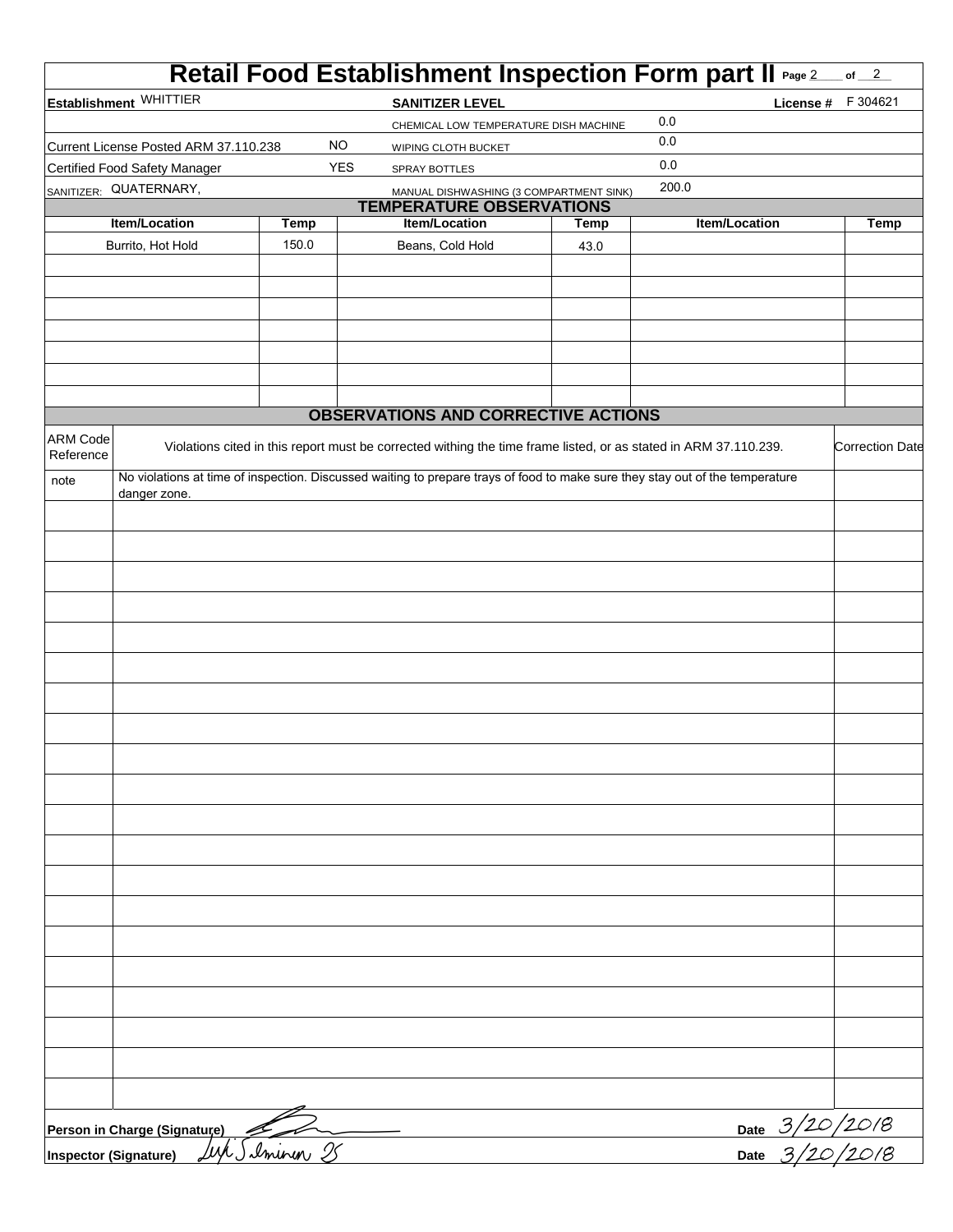# Retail Food Establishment Inspection Form part II

| | | | |
|---|---|---|---|
| **Establishment** WHITTIER | | **SANITIZER LEVEL** | **License #** F 304621 |
| | | CHEMICAL LOW TEMPERATURE DISH MACHINE | 0.0 |
| Current License Posted ARM 37.110.238 | NO | WIPING CLOTH BUCKET | 0.0 |
| Certified Food Safety Manager | YES | SPRAY BOTTLES | 0.0 |
| SANITIZER: QUATERNARY, | | MANUAL DISHWASHING (3 COMPARTMENT SINK) | 200.0 |

## TEMPERATURE OBSERVATIONS

| Item/Location | Temp | Item/Location | Temp | Item/Location | Temp |
|---|---|---|---|---|---|
| Burrito, Hot Hold | 150.0 | Beans, Cold Hold | 43.0 | | |

## OBSERVATIONS AND CORRECTIVE ACTIONS

| ARM Code Reference | Violations cited in this report must be corrected withing the time frame listed, or as stated in ARM 37.110.239. | Correction Date |
|---|---|---|
| note | No violations at time of inspection. Discussed waiting to prepare trays of food to make sure they stay out of the temperature danger zone. | |

**Person in Charge (Signature)** [signature] **Date** 3/20/2018

**Inspector (Signature)** [signature] **Date** 3/20/2018